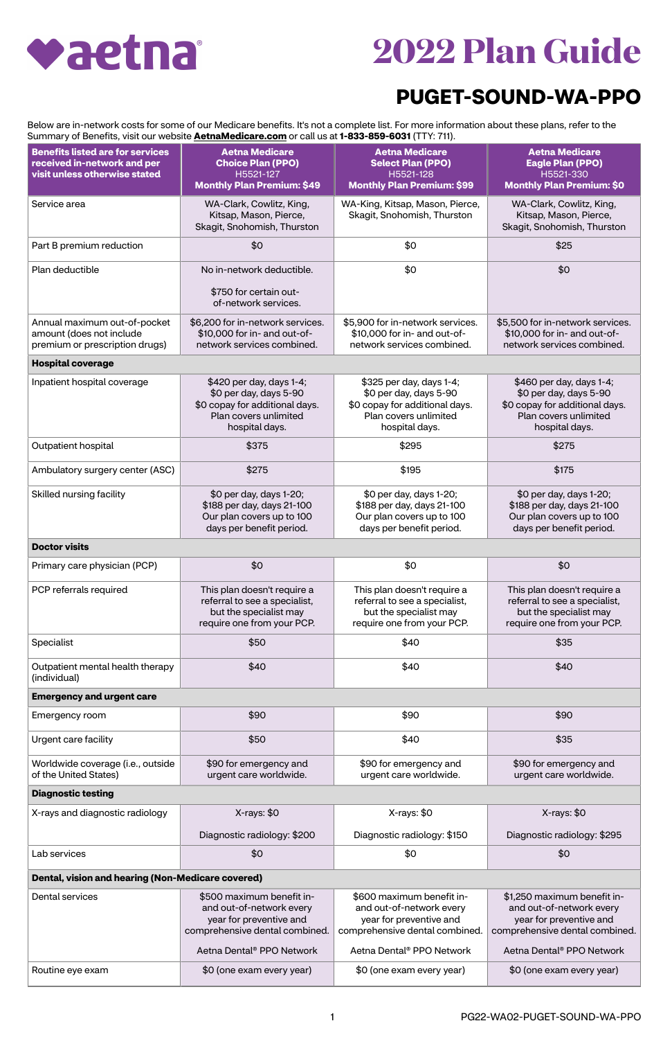aetna

# 2022 Plan Guide

## PUGET-SOUND-WA-PPO

Below are in-network costs for some of our Medicare benefits. It's not a complete list. For more information about these plans, refer to the Summary of Benefits, visit our website **AetnaMedicare.com** or call us at **1-833-859-6031** (TTY: 711).

| Benefits listed are for services received in-network and per visit unless otherwise stated | Aetna Medicare Choice Plan (PPO) H5521-127 Monthly Plan Premium: $49 | Aetna Medicare Select Plan (PPO) H5521-128 Monthly Plan Premium: $99 | Aetna Medicare Eagle Plan (PPO) H5521-330 Monthly Plan Premium: $0 |
|---|---|---|---|
| Service area | WA-Clark, Cowlitz, King, Kitsap, Mason, Pierce, Skagit, Snohomish, Thurston | WA-King, Kitsap, Mason, Pierce, Skagit, Snohomish, Thurston | WA-Clark, Cowlitz, King, Kitsap, Mason, Pierce, Skagit, Snohomish, Thurston |
| Part B premium reduction | $0 | $0 | $25 |
| Plan deductible | No in-network deductible. $750 for certain out-of-network services. | $0 | $0 |
| Annual maximum out-of-pocket amount (does not include premium or prescription drugs) | $6,200 for in-network services. $10,000 for in- and out-of-network services combined. | $5,900 for in-network services. $10,000 for in- and out-of-network services combined. | $5,500 for in-network services. $10,000 for in- and out-of-network services combined. |
| **Hospital coverage** | | | |
| Inpatient hospital coverage | $420 per day, days 1-4; $0 per day, days 5-90 $0 copay for additional days. Plan covers unlimited hospital days. | $325 per day, days 1-4; $0 per day, days 5-90 $0 copay for additional days. Plan covers unlimited hospital days. | $460 per day, days 1-4; $0 per day, days 5-90 $0 copay for additional days. Plan covers unlimited hospital days. |
| Outpatient hospital | $375 | $295 | $275 |
| Ambulatory surgery center (ASC) | $275 | $195 | $175 |
| Skilled nursing facility | $0 per day, days 1-20; $188 per day, days 21-100 Our plan covers up to 100 days per benefit period. | $0 per day, days 1-20; $188 per day, days 21-100 Our plan covers up to 100 days per benefit period. | $0 per day, days 1-20; $188 per day, days 21-100 Our plan covers up to 100 days per benefit period. |
| **Doctor visits** | | | |
| Primary care physician (PCP) | $0 | $0 | $0 |
| PCP referrals required | This plan doesn't require a referral to see a specialist, but the specialist may require one from your PCP. | This plan doesn't require a referral to see a specialist, but the specialist may require one from your PCP. | This plan doesn't require a referral to see a specialist, but the specialist may require one from your PCP. |
| Specialist | $50 | $40 | $35 |
| Outpatient mental health therapy (individual) | $40 | $40 | $40 |
| **Emergency and urgent care** | | | |
| Emergency room | $90 | $90 | $90 |
| Urgent care facility | $50 | $40 | $35 |
| Worldwide coverage (i.e., outside of the United States) | $90 for emergency and urgent care worldwide. | $90 for emergency and urgent care worldwide. | $90 for emergency and urgent care worldwide. |
| **Diagnostic testing** | | | |
| X-rays and diagnostic radiology | X-rays: $0 Diagnostic radiology: $200 | X-rays: $0 Diagnostic radiology: $150 | X-rays: $0 Diagnostic radiology: $295 |
| Lab services | $0 | $0 | $0 |
| **Dental, vision and hearing (Non-Medicare covered)** | | | |
| Dental services | $500 maximum benefit in- and out-of-network every year for preventive and comprehensive dental combined. Aetna Dental® PPO Network | $600 maximum benefit in- and out-of-network every year for preventive and comprehensive dental combined. Aetna Dental® PPO Network | $1,250 maximum benefit in- and out-of-network every year for preventive and comprehensive dental combined. Aetna Dental® PPO Network |
| Routine eye exam | $0 (one exam every year) | $0 (one exam every year) | $0 (one exam every year) |

PG22-WA02-PUGET-SOUND-WA-PPO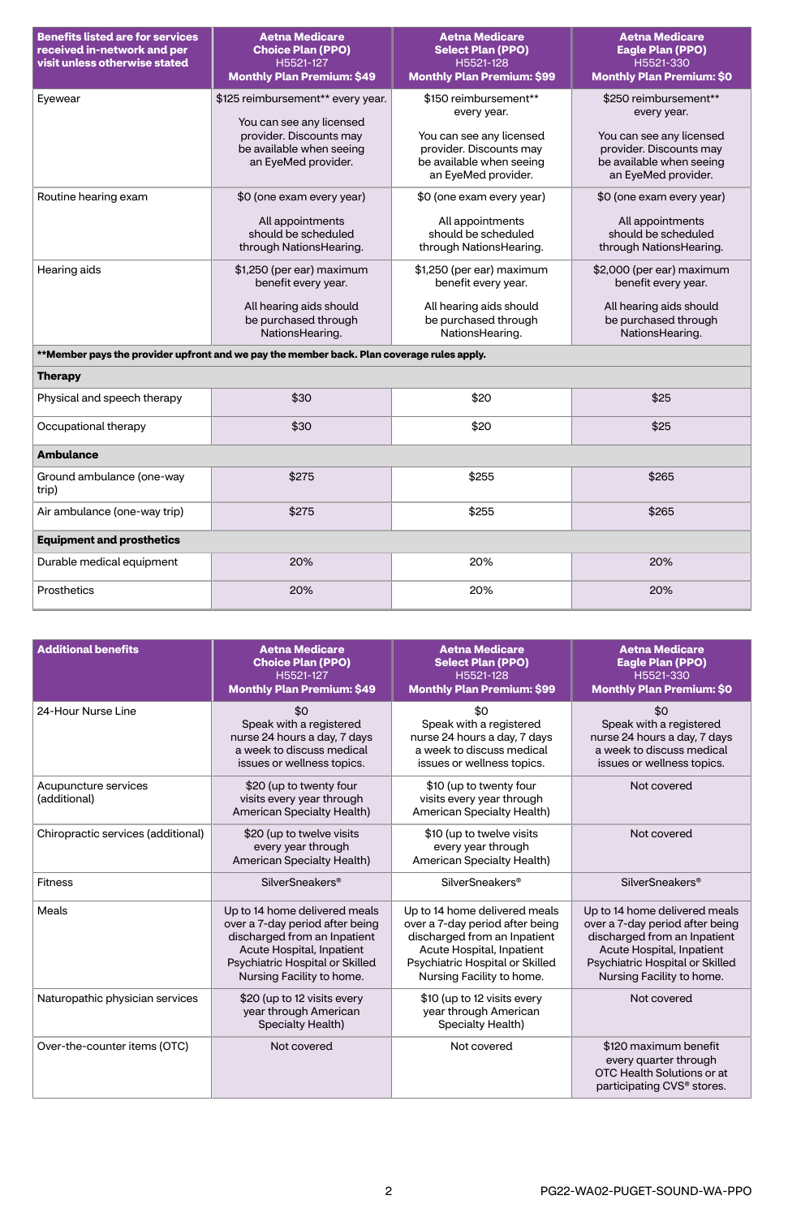| Benefits listed are for services received in-network and per visit unless otherwise stated | Aetna Medicare Choice Plan (PPO) H5521-127 Monthly Plan Premium: $49 | Aetna Medicare Select Plan (PPO) H5521-128 Monthly Plan Premium: $99 | Aetna Medicare Eagle Plan (PPO) H5521-330 Monthly Plan Premium: $0 |
|---|---|---|---|
| Eyewear | $125 reimbursement** every year. You can see any licensed provider. Discounts may be available when seeing an EyeMed provider. | $150 reimbursement** every year. You can see any licensed provider. Discounts may be available when seeing an EyeMed provider. | $250 reimbursement** every year. You can see any licensed provider. Discounts may be available when seeing an EyeMed provider. |
| Routine hearing exam | $0 (one exam every year) All appointments should be scheduled through NationsHearing. | $0 (one exam every year) All appointments should be scheduled through NationsHearing. | $0 (one exam every year) All appointments should be scheduled through NationsHearing. |
| Hearing aids | $1,250 (per ear) maximum benefit every year. All hearing aids should be purchased through NationsHearing. | $1,250 (per ear) maximum benefit every year. All hearing aids should be purchased through NationsHearing. | $2,000 (per ear) maximum benefit every year. All hearing aids should be purchased through NationsHearing. |
| **Member pays the provider upfront and we pay the member back. Plan coverage rules apply. | | | |
| **Therapy** | | | |
| Physical and speech therapy | $30 | $20 | $25 |
| Occupational therapy | $30 | $20 | $25 |
| **Ambulance** | | | |
| Ground ambulance (one-way trip) | $275 | $255 | $265 |
| Air ambulance (one-way trip) | $275 | $255 | $265 |
| **Equipment and prosthetics** | | | |
| Durable medical equipment | 20% | 20% | 20% |
| Prosthetics | 20% | 20% | 20% |

| Additional benefits | Aetna Medicare Choice Plan (PPO) H5521-127 Monthly Plan Premium: $49 | Aetna Medicare Select Plan (PPO) H5521-128 Monthly Plan Premium: $99 | Aetna Medicare Eagle Plan (PPO) H5521-330 Monthly Plan Premium: $0 |
|---|---|---|---|
| 24-Hour Nurse Line | $0 Speak with a registered nurse 24 hours a day, 7 days a week to discuss medical issues or wellness topics. | $0 Speak with a registered nurse 24 hours a day, 7 days a week to discuss medical issues or wellness topics. | $0 Speak with a registered nurse 24 hours a day, 7 days a week to discuss medical issues or wellness topics. |
| Acupuncture services (additional) | $20 (up to twenty four visits every year through American Specialty Health) | $10 (up to twenty four visits every year through American Specialty Health) | Not covered |
| Chiropractic services (additional) | $20 (up to twelve visits every year through American Specialty Health) | $10 (up to twelve visits every year through American Specialty Health) | Not covered |
| Fitness | SilverSneakers® | SilverSneakers® | SilverSneakers® |
| Meals | Up to 14 home delivered meals over a 7-day period after being discharged from an Inpatient Acute Hospital, Inpatient Psychiatric Hospital or Skilled Nursing Facility to home. | Up to 14 home delivered meals over a 7-day period after being discharged from an Inpatient Acute Hospital, Inpatient Psychiatric Hospital or Skilled Nursing Facility to home. | Up to 14 home delivered meals over a 7-day period after being discharged from an Inpatient Acute Hospital, Inpatient Psychiatric Hospital or Skilled Nursing Facility to home. |
| Naturopathic physician services | $20 (up to 12 visits every year through American Specialty Health) | $10 (up to 12 visits every year through American Specialty Health) | Not covered |
| Over-the-counter items (OTC) | Not covered | Not covered | $120 maximum benefit every quarter through OTC Health Solutions or at participating CVS® stores. |

PG22-WA02-PUGET-SOUND-WA-PPO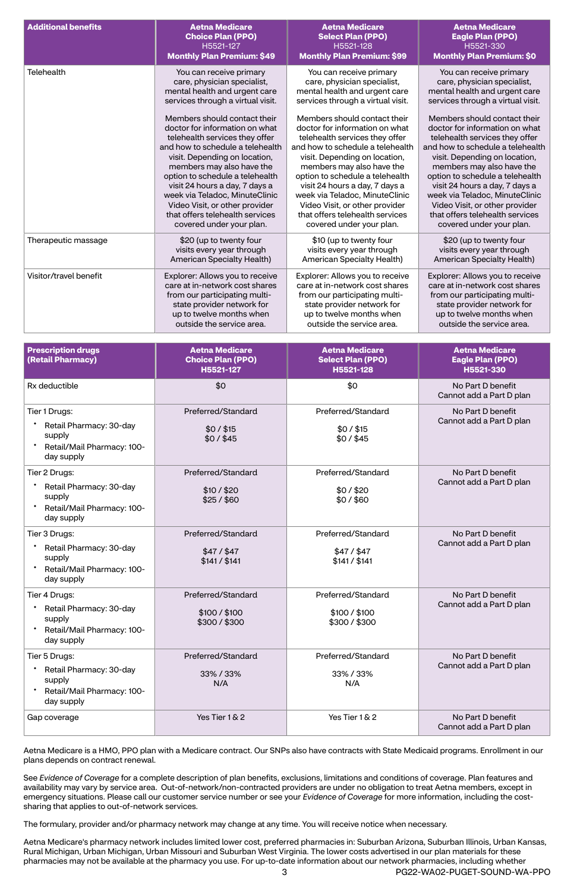| Additional benefits | Aetna Medicare Choice Plan (PPO) H5521-127 Monthly Plan Premium: $49 | Aetna Medicare Select Plan (PPO) H5521-128 Monthly Plan Premium: $99 | Aetna Medicare Eagle Plan (PPO) H5521-330 Monthly Plan Premium: $0 |
|---|---|---|---|
| Telehealth | You can receive primary care, physician specialist, mental health and urgent care services through a virtual visit.<br><br>Members should contact their doctor for information on what telehealth services they offer and how to schedule a telehealth visit. Depending on location, members may also have the option to schedule a telehealth visit 24 hours a day, 7 days a week via Teladoc, MinuteClinic Video Visit, or other provider that offers telehealth services covered under your plan. | You can receive primary care, physician specialist, mental health and urgent care services through a virtual visit.<br><br>Members should contact their doctor for information on what telehealth services they offer and how to schedule a telehealth visit. Depending on location, members may also have the option to schedule a telehealth visit 24 hours a day, 7 days a week via Teladoc, MinuteClinic Video Visit, or other provider that offers telehealth services covered under your plan. | You can receive primary care, physician specialist, mental health and urgent care services through a virtual visit.<br><br>Members should contact their doctor for information on what telehealth services they offer and how to schedule a telehealth visit. Depending on location, members may also have the option to schedule a telehealth visit 24 hours a day, 7 days a week via Teladoc, MinuteClinic Video Visit, or other provider that offers telehealth services covered under your plan. |
| Therapeutic massage | $20 (up to twenty four visits every year through American Specialty Health) | $10 (up to twenty four visits every year through American Specialty Health) | $20 (up to twenty four visits every year through American Specialty Health) |
| Visitor/travel benefit | Explorer: Allows you to receive care at in-network cost shares from our participating multi-state provider network for up to twelve months when outside the service area. | Explorer: Allows you to receive care at in-network cost shares from our participating multi-state provider network for up to twelve months when outside the service area. | Explorer: Allows you to receive care at in-network cost shares from our participating multi-state provider network for up to twelve months when outside the service area. |

| Prescription drugs (Retail Pharmacy) | Aetna Medicare Choice Plan (PPO) H5521-127 | Aetna Medicare Select Plan (PPO) H5521-128 | Aetna Medicare Eagle Plan (PPO) H5521-330 |
|---|---|---|---|
| Rx deductible | $0 | $0 | No Part D benefit Cannot add a Part D plan |
| Tier 1 Drugs:<br>• Retail Pharmacy: 30-day supply<br>• Retail/Mail Pharmacy: 100-day supply | Preferred/Standard<br><br>$0 / $15<br>$0 / $45 | Preferred/Standard<br><br>$0 / $15<br>$0 / $45 | No Part D benefit Cannot add a Part D plan |
| Tier 2 Drugs:<br>• Retail Pharmacy: 30-day supply<br>• Retail/Mail Pharmacy: 100-day supply | Preferred/Standard<br><br>$10 / $20<br>$25 / $60 | Preferred/Standard<br><br>$0 / $20<br>$0 / $60 | No Part D benefit Cannot add a Part D plan |
| Tier 3 Drugs:<br>• Retail Pharmacy: 30-day supply<br>• Retail/Mail Pharmacy: 100-day supply | Preferred/Standard<br><br>$47 / $47<br>$141 / $141 | Preferred/Standard<br><br>$47 / $47<br>$141 / $141 | No Part D benefit Cannot add a Part D plan |
| Tier 4 Drugs:<br>• Retail Pharmacy: 30-day supply<br>• Retail/Mail Pharmacy: 100-day supply | Preferred/Standard<br><br>$100 / $100<br>$300 / $300 | Preferred/Standard<br><br>$100 / $100<br>$300 / $300 | No Part D benefit Cannot add a Part D plan |
| Tier 5 Drugs:<br>• Retail Pharmacy: 30-day supply<br>• Retail/Mail Pharmacy: 100-day supply | Preferred/Standard<br><br>33% / 33%<br>N/A | Preferred/Standard<br><br>33% / 33%<br>N/A | No Part D benefit Cannot add a Part D plan |
| Gap coverage | Yes Tier 1 & 2 | Yes Tier 1 & 2 | No Part D benefit Cannot add a Part D plan |

Aetna Medicare is a HMO, PPO plan with a Medicare contract. Our SNPs also have contracts with State Medicaid programs. Enrollment in our plans depends on contract renewal.

See *Evidence of Coverage* for a complete description of plan benefits, exclusions, limitations and conditions of coverage. Plan features and availability may vary by service area. Out-of-network/non-contracted providers are under no obligation to treat Aetna members, except in emergency situations. Please call our customer service number or see your *Evidence of Coverage* for more information, including the cost-sharing that applies to out-of-network services.

The formulary, provider and/or pharmacy network may change at any time. You will receive notice when necessary.

Aetna Medicare's pharmacy network includes limited lower cost, preferred pharmacies in: Suburban Arizona, Suburban Illinois, Urban Kansas, Rural Michigan, Urban Michigan, Urban Missouri and Suburban West Virginia. The lower costs advertised in our plan materials for these pharmacies may not be available at the pharmacy you use. For up-to-date information about our network pharmacies, including whether

PG22-WA02-PUGET-SOUND-WA-PPO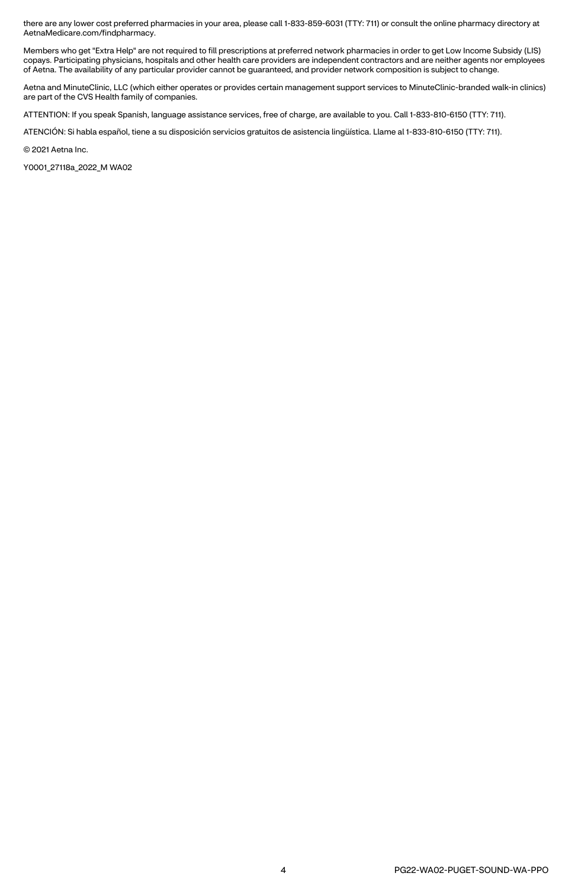there are any lower cost preferred pharmacies in your area, please call 1-833-859-6031 (TTY: 711) or consult the online pharmacy directory at AetnaMedicare.com/findpharmacy.

Members who get "Extra Help" are not required to fill prescriptions at preferred network pharmacies in order to get Low Income Subsidy (LIS) copays. Participating physicians, hospitals and other health care providers are independent contractors and are neither agents nor employees of Aetna. The availability of any particular provider cannot be guaranteed, and provider network composition is subject to change.

Aetna and MinuteClinic, LLC (which either operates or provides certain management support services to MinuteClinic-branded walk-in clinics) are part of the CVS Health family of companies.

ATTENTION: If you speak Spanish, language assistance services, free of charge, are available to you. Call 1-833-810-6150 (TTY: 711).

ATENCIÓN: Si habla español, tiene a su disposición servicios gratuitos de asistencia lingüística. Llame al 1-833-810-6150 (TTY: 711).

© 2021 Aetna Inc.

Y0001_27118a_2022_M WA02